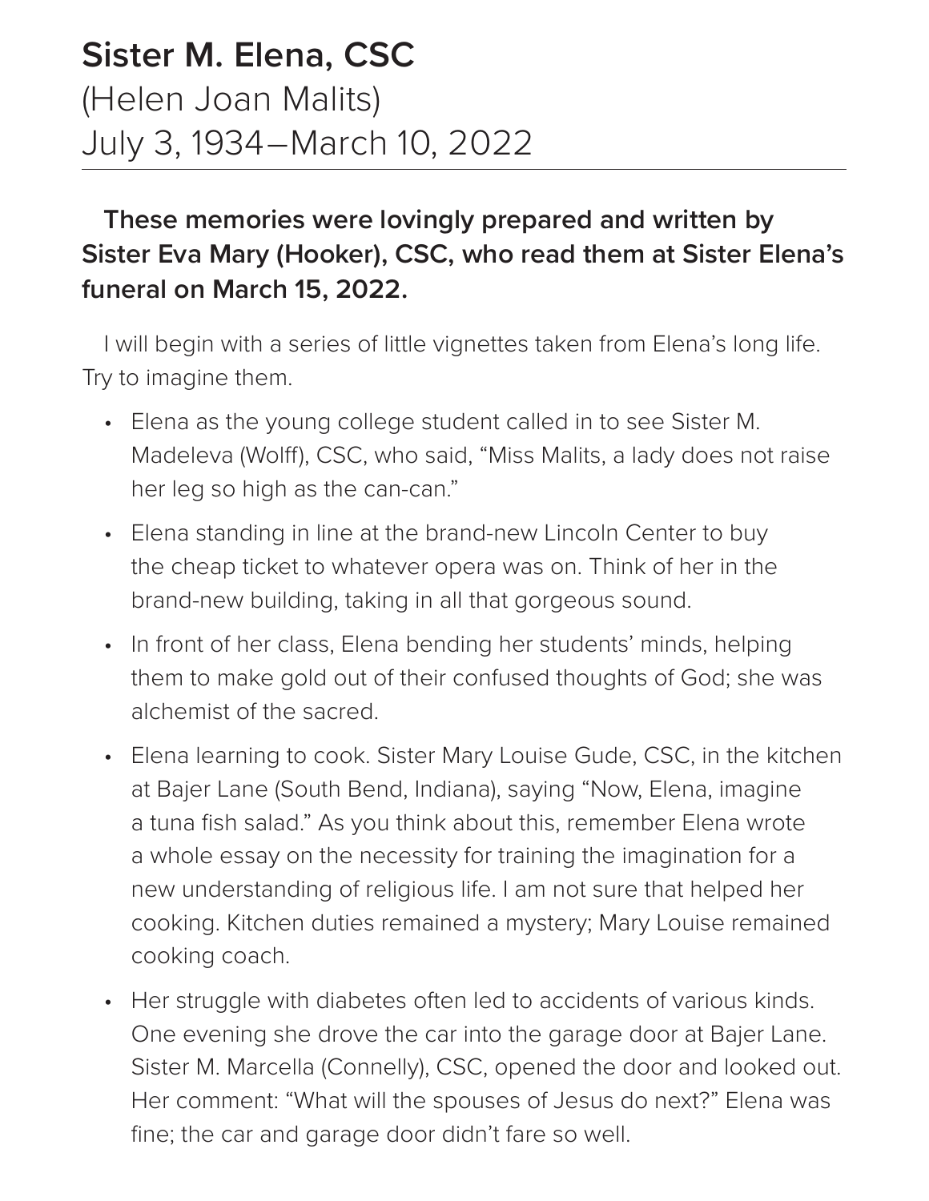# Sister M. Elena, CSC

(Helen Joan Malits)

July 3, 1934–March 10, 2022

**These memories were lovingly prepared and written by Sister Eva Mary (Hooker), CSC, who read them at Sister Elena's funeral on March 15, 2022.**

I will begin with a series of little vignettes taken from Elena's long life. Try to imagine them.

- Elena as the young college student called in to see Sister M. Madeleva (Wolff), CSC, who said, "Miss Malits, a lady does not raise her leg so high as the can-can."
- Elena standing in line at the brand-new Lincoln Center to buy the cheap ticket to whatever opera was on. Think of her in the brand-new building, taking in all that gorgeous sound.
- In front of her class, Elena bending her students' minds, helping them to make gold out of their confused thoughts of God; she was alchemist of the sacred.
- Elena learning to cook. Sister Mary Louise Gude, CSC, in the kitchen at Bajer Lane (South Bend, Indiana), saying "Now, Elena, imagine a tuna fish salad." As you think about this, remember Elena wrote a whole essay on the necessity for training the imagination for a new understanding of religious life. I am not sure that helped her cooking. Kitchen duties remained a mystery; Mary Louise remained cooking coach.
- Her struggle with diabetes often led to accidents of various kinds. One evening she drove the car into the garage door at Bajer Lane. Sister M. Marcella (Connelly), CSC, opened the door and looked out. Her comment: "What will the spouses of Jesus do next?" Elena was fine; the car and garage door didn't fare so well.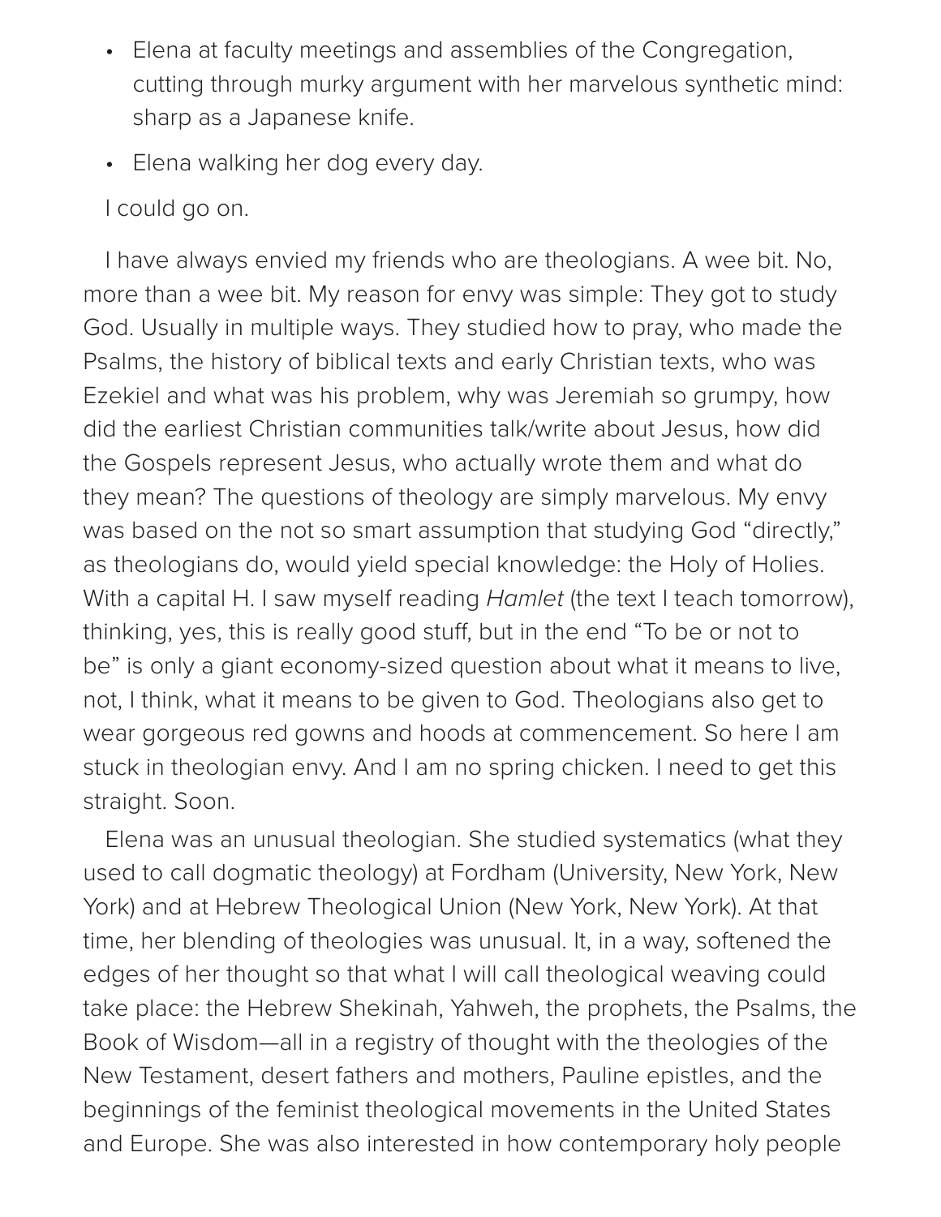- Elena at faculty meetings and assemblies of the Congregation, cutting through murky argument with her marvelous synthetic mind: sharp as a Japanese knife.
- Elena walking her dog every day.

I could go on.

I have always envied my friends who are theologians. A wee bit. No, more than a wee bit. My reason for envy was simple: They got to study God. Usually in multiple ways. They studied how to pray, who made the Psalms, the history of biblical texts and early Christian texts, who was Ezekiel and what was his problem, why was Jeremiah so grumpy, how did the earliest Christian communities talk/write about Jesus, how did the Gospels represent Jesus, who actually wrote them and what do they mean? The questions of theology are simply marvelous. My envy was based on the not so smart assumption that studying God "directly," as theologians do, would yield special knowledge: the Holy of Holies. With a capital H. I saw myself reading *Hamlet* (the text I teach tomorrow), thinking, yes, this is really good stuff, but in the end "To be or not to be" is only a giant economy-sized question about what it means to live, not, I think, what it means to be given to God. Theologians also get to wear gorgeous red gowns and hoods at commencement. So here I am stuck in theologian envy. And I am no spring chicken. I need to get this straight. Soon.

Elena was an unusual theologian. She studied systematics (what they used to call dogmatic theology) at Fordham (University, New York, New York) and at Hebrew Theological Union (New York, New York). At that time, her blending of theologies was unusual. It, in a way, softened the edges of her thought so that what I will call theological weaving could take place: the Hebrew Shekinah, Yahweh, the prophets, the Psalms, the Book of Wisdom—all in a registry of thought with the theologies of the New Testament, desert fathers and mothers, Pauline epistles, and the beginnings of the feminist theological movements in the United States and Europe. She was also interested in how contemporary holy people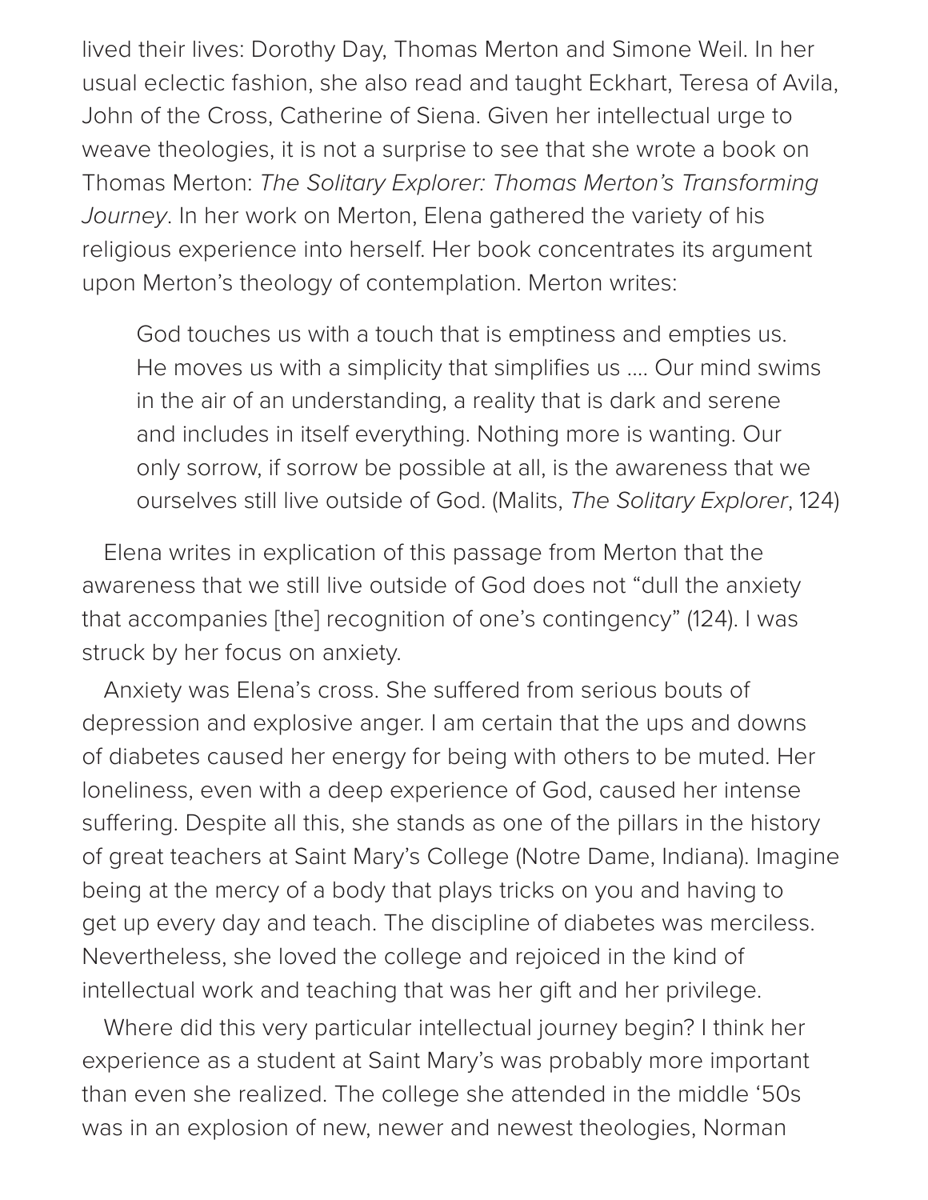lived their lives: Dorothy Day, Thomas Merton and Simone Weil. In her usual eclectic fashion, she also read and taught Eckhart, Teresa of Avila, John of the Cross, Catherine of Siena. Given her intellectual urge to weave theologies, it is not a surprise to see that she wrote a book on Thomas Merton: *The Solitary Explorer: Thomas Merton's Transforming Journey*. In her work on Merton, Elena gathered the variety of his religious experience into herself. Her book concentrates its argument upon Merton's theology of contemplation. Merton writes:

> God touches us with a touch that is emptiness and empties us. He moves us with a simplicity that simplifies us .... Our mind swims in the air of an understanding, a reality that is dark and serene and includes in itself everything. Nothing more is wanting. Our only sorrow, if sorrow be possible at all, is the awareness that we ourselves still live outside of God. (Malits, *The Solitary Explorer*, 124)

Elena writes in explication of this passage from Merton that the awareness that we still live outside of God does not "dull the anxiety that accompanies [the] recognition of one's contingency" (124). I was struck by her focus on anxiety.

Anxiety was Elena's cross. She suffered from serious bouts of depression and explosive anger. I am certain that the ups and downs of diabetes caused her energy for being with others to be muted. Her loneliness, even with a deep experience of God, caused her intense suffering. Despite all this, she stands as one of the pillars in the history of great teachers at Saint Mary's College (Notre Dame, Indiana). Imagine being at the mercy of a body that plays tricks on you and having to get up every day and teach. The discipline of diabetes was merciless. Nevertheless, she loved the college and rejoiced in the kind of intellectual work and teaching that was her gift and her privilege.

Where did this very particular intellectual journey begin? I think her experience as a student at Saint Mary's was probably more important than even she realized. The college she attended in the middle '50s was in an explosion of new, newer and newest theologies, Norman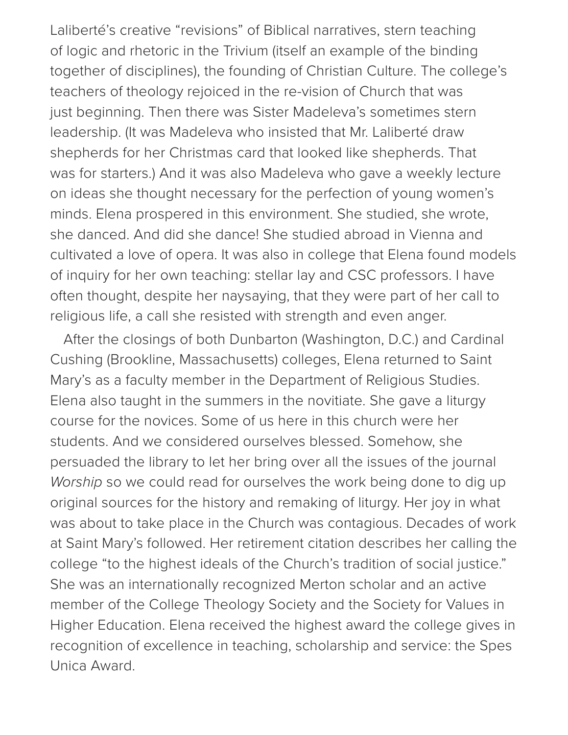Laliberté's creative "revisions" of Biblical narratives, stern teaching of logic and rhetoric in the Trivium (itself an example of the binding together of disciplines), the founding of Christian Culture. The college's teachers of theology rejoiced in the re-vision of Church that was just beginning. Then there was Sister Madeleva's sometimes stern leadership. (It was Madeleva who insisted that Mr. Laliberté draw shepherds for her Christmas card that looked like shepherds. That was for starters.) And it was also Madeleva who gave a weekly lecture on ideas she thought necessary for the perfection of young women's minds. Elena prospered in this environment. She studied, she wrote, she danced. And did she dance! She studied abroad in Vienna and cultivated a love of opera. It was also in college that Elena found models of inquiry for her own teaching: stellar lay and CSC professors. I have often thought, despite her naysaying, that they were part of her call to religious life, a call she resisted with strength and even anger.

After the closings of both Dunbarton (Washington, D.C.) and Cardinal Cushing (Brookline, Massachusetts) colleges, Elena returned to Saint Mary's as a faculty member in the Department of Religious Studies. Elena also taught in the summers in the novitiate. She gave a liturgy course for the novices. Some of us here in this church were her students. And we considered ourselves blessed. Somehow, she persuaded the library to let her bring over all the issues of the journal *Worship* so we could read for ourselves the work being done to dig up original sources for the history and remaking of liturgy. Her joy in what was about to take place in the Church was contagious. Decades of work at Saint Mary's followed. Her retirement citation describes her calling the college "to the highest ideals of the Church's tradition of social justice." She was an internationally recognized Merton scholar and an active member of the College Theology Society and the Society for Values in Higher Education. Elena received the highest award the college gives in recognition of excellence in teaching, scholarship and service: the Spes Unica Award.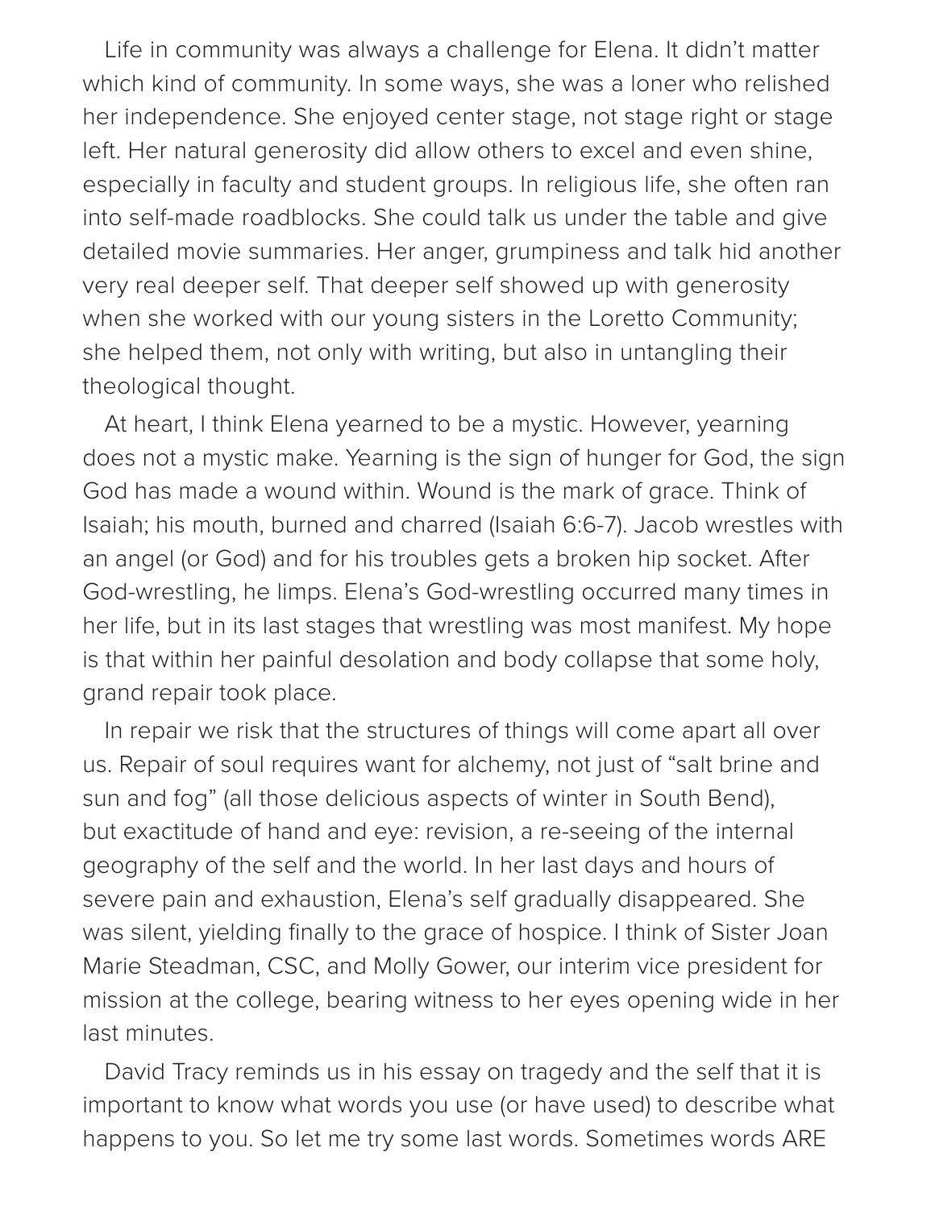Life in community was always a challenge for Elena. It didn't matter which kind of community. In some ways, she was a loner who relished her independence. She enjoyed center stage, not stage right or stage left. Her natural generosity did allow others to excel and even shine, especially in faculty and student groups. In religious life, she often ran into self-made roadblocks. She could talk us under the table and give detailed movie summaries. Her anger, grumpiness and talk hid another very real deeper self. That deeper self showed up with generosity when she worked with our young sisters in the Loretto Community; she helped them, not only with writing, but also in untangling their theological thought.

At heart, I think Elena yearned to be a mystic. However, yearning does not a mystic make. Yearning is the sign of hunger for God, the sign God has made a wound within. Wound is the mark of grace. Think of Isaiah; his mouth, burned and charred (Isaiah 6:6-7). Jacob wrestles with an angel (or God) and for his troubles gets a broken hip socket. After God-wrestling, he limps. Elena's God-wrestling occurred many times in her life, but in its last stages that wrestling was most manifest. My hope is that within her painful desolation and body collapse that some holy, grand repair took place.

In repair we risk that the structures of things will come apart all over us. Repair of soul requires want for alchemy, not just of "salt brine and sun and fog" (all those delicious aspects of winter in South Bend), but exactitude of hand and eye: revision, a re-seeing of the internal geography of the self and the world. In her last days and hours of severe pain and exhaustion, Elena's self gradually disappeared. She was silent, yielding finally to the grace of hospice. I think of Sister Joan Marie Steadman, CSC, and Molly Gower, our interim vice president for mission at the college, bearing witness to her eyes opening wide in her last minutes.

David Tracy reminds us in his essay on tragedy and the self that it is important to know what words you use (or have used) to describe what happens to you. So let me try some last words. Sometimes words ARE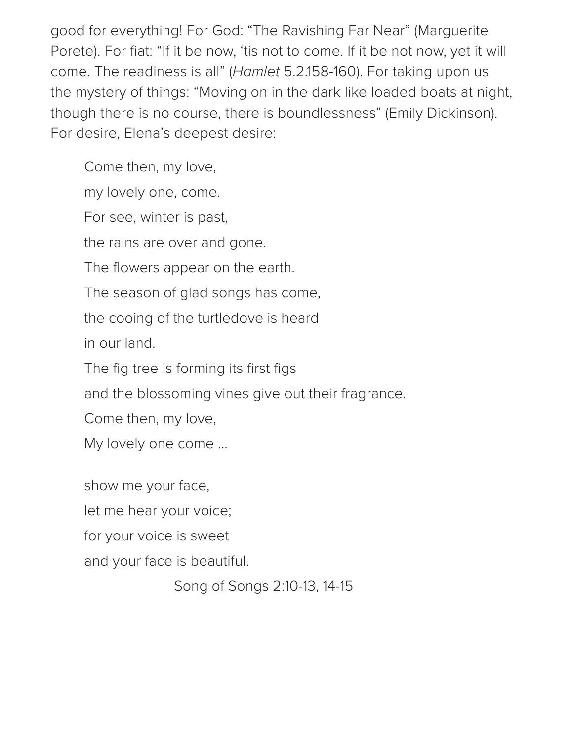good for everything! For God: “The Ravishing Far Near” (Marguerite Porete). For fiat: “If it be now, ‘tis not to come. If it be not now, yet it will come. The readiness is all” (*Hamlet* 5.2.158-160). For taking upon us the mystery of things: “Moving on in the dark like loaded boats at night, though there is no course, there is boundlessness” (Emily Dickinson). For desire, Elena’s deepest desire:

> Come then, my love,
> my lovely one, come.
> For see, winter is past,
> the rains are over and gone.
> The flowers appear on the earth.
> The season of glad songs has come,
> the cooing of the turtledove is heard
> in our land.
> The fig tree is forming its first figs
> and the blossoming vines give out their fragrance.
> Come then, my love,
> My lovely one come …
>
> show me your face,
> let me hear your voice;
> for your voice is sweet
> and your face is beautiful.
>
> Song of Songs 2:10-13, 14-15